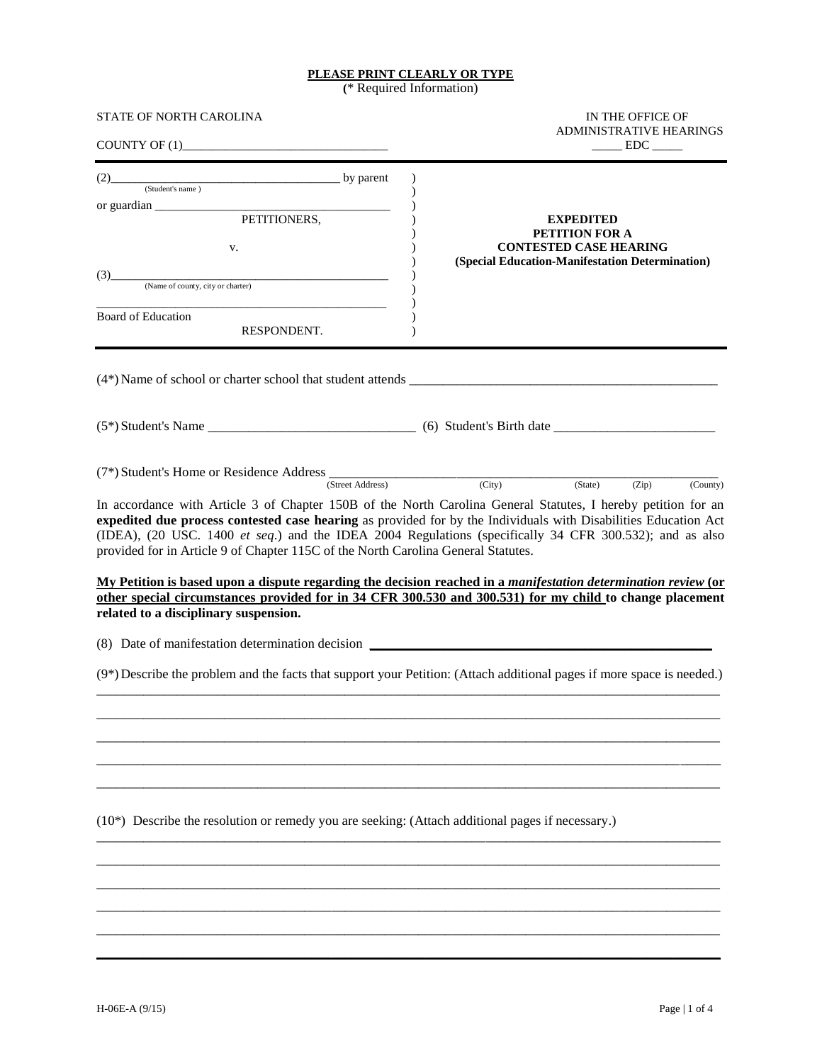**PLEASE PRINT CLEARLY OR TYPE**
(* Required Information)

STATE OF NORTH CAROLINA

COUNTY OF (1)_________________________________

IN THE OFFICE OF ADMINISTRATIVE HEARINGS

_____ EDC _____

(2)_____________________________________ by parent
(Student's name )

or guardian _____________________________________

PETITIONERS,

v.

(3)_____________________________________________
(Name of county, city or charter)

_______________________________________________

Board of Education

RESPONDENT.

**EXPEDITED PETITION FOR A CONTESTED CASE HEARING (Special Education-Manifestation Determination)**

(4*) Name of school or charter school that student attends _______________________________________________

(5*) Student's Name _______________________________ (6) Student's Birth date ________________________

(7*) Student's Home or Residence Address _____________________________________________________________
(Street Address) (City) (State) (Zip) (County)

In accordance with Article 3 of Chapter 150B of the North Carolina General Statutes, I hereby petition for an **expedited due process contested case hearing** as provided for by the Individuals with Disabilities Education Act (IDEA), (20 USC. 1400 *et seq*.) and the IDEA 2004 Regulations (specifically 34 CFR 300.532); and as also provided for in Article 9 of Chapter 115C of the North Carolina General Statutes.

**My Petition is based upon a dispute regarding the decision reached in a *manifestation determination review* (or other special circumstances provided for in 34 CFR 300.530 and 300.531) for my child to change placement related to a disciplinary suspension.**

(8) Date of manifestation determination decision ________________________________________________

(9*) Describe the problem and the facts that support your Petition: (Attach additional pages if more space is needed.)

_____________________________________________________________________________________________

_____________________________________________________________________________________________

_____________________________________________________________________________________________

_____________________________________________________________________________________________

_____________________________________________________________________________________________

(10*) Describe the resolution or remedy you are seeking: (Attach additional pages if necessary.)

_____________________________________________________________________________________________

_____________________________________________________________________________________________

_____________________________________________________________________________________________

_____________________________________________________________________________________________

_____________________________________________________________________________________________

_____________________________________________________________________________________________

H-06E-A (9/15)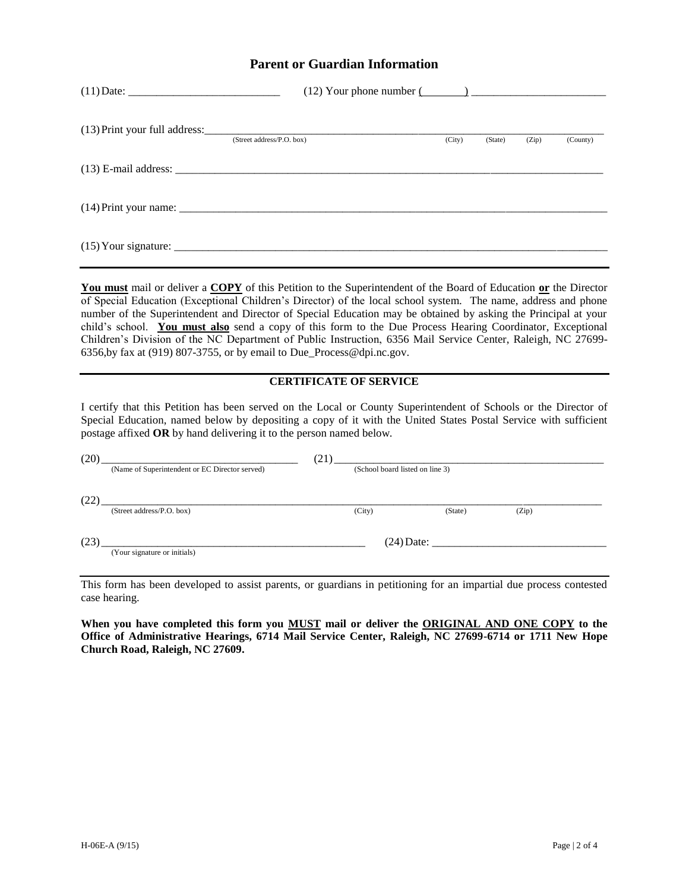## Parent or Guardian Information

(11) Date: ___________________________ (12) Your phone number (_______) ________________________

(13) Print your full address: ______________________________________________________________________
(Street address/P.O. box) (City) (State) (Zip) (County)

(13) E-mail address: ______________________________________________________________________________

(14) Print your name: _____________________________________________________________________________

(15) Your signature: ______________________________________________________________________________

---

**You must** mail or deliver a **COPY** of this Petition to the Superintendent of the Board of Education **or** the Director of Special Education (Exceptional Children's Director) of the local school system. The name, address and phone number of the Superintendent and Director of Special Education may be obtained by asking the Principal at your child's school. **You must also** send a copy of this form to the Due Process Hearing Coordinator, Exceptional Children's Division of the NC Department of Public Instruction, 6356 Mail Service Center, Raleigh, NC 27699-6356,by fax at (919) 807-3755, or by email to Due_Process@dpi.nc.gov.

---

### CERTIFICATE OF SERVICE

I certify that this Petition has been served on the Local or County Superintendent of Schools or the Director of Special Education, named below by depositing a copy of it with the United States Postal Service with sufficient postage affixed **OR** by hand delivering it to the person named below.

(20) ____________________________________ (21) ____________________________________________________
(Name of Superintendent or EC Director served) (School board listed on line 3)

(22) ______________________________________________________________________________________________
(Street address/P.O. box) (City) (State) (Zip)

(23) __________________________________________________ (24) Date: ________________________________
(Your signature or initials)

---

This form has been developed to assist parents, or guardians in petitioning for an impartial due process contested case hearing.

**When you have completed this form you MUST mail or deliver the ORIGINAL AND ONE COPY to the Office of Administrative Hearings, 6714 Mail Service Center, Raleigh, NC 27699-6714 or 1711 New Hope Church Road, Raleigh, NC 27609.**

H-06E-A (9/15)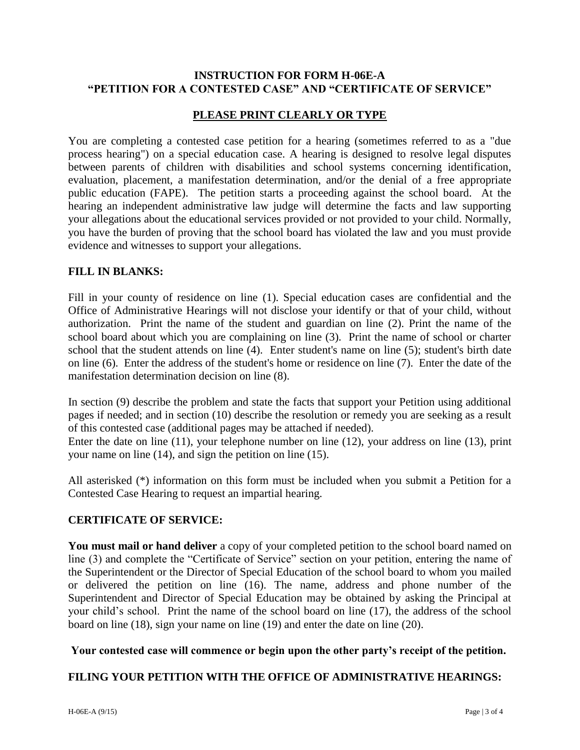## INSTRUCTION FOR FORM H-06E-A
## "PETITION FOR A CONTESTED CASE" AND "CERTIFICATE OF SERVICE"

**PLEASE PRINT CLEARLY OR TYPE**

You are completing a contested case petition for a hearing (sometimes referred to as a "due process hearing") on a special education case. A hearing is designed to resolve legal disputes between parents of children with disabilities and school systems concerning identification, evaluation, placement, a manifestation determination, and/or the denial of a free appropriate public education (FAPE). The petition starts a proceeding against the school board. At the hearing an independent administrative law judge will determine the facts and law supporting your allegations about the educational services provided or not provided to your child. Normally, you have the burden of proving that the school board has violated the law and you must provide evidence and witnesses to support your allegations.

### FILL IN BLANKS:

Fill in your county of residence on line (1). Special education cases are confidential and the Office of Administrative Hearings will not disclose your identify or that of your child, without authorization. Print the name of the student and guardian on line (2). Print the name of the school board about which you are complaining on line (3). Print the name of school or charter school that the student attends on line (4). Enter student's name on line (5); student's birth date on line (6). Enter the address of the student's home or residence on line (7). Enter the date of the manifestation determination decision on line (8).

In section (9) describe the problem and state the facts that support your Petition using additional pages if needed; and in section (10) describe the resolution or remedy you are seeking as a result of this contested case (additional pages may be attached if needed).
Enter the date on line (11), your telephone number on line (12), your address on line (13), print your name on line (14), and sign the petition on line (15).

All asterisked (*) information on this form must be included when you submit a Petition for a Contested Case Hearing to request an impartial hearing.

### CERTIFICATE OF SERVICE:

**You must mail or hand deliver** a copy of your completed petition to the school board named on line (3) and complete the "Certificate of Service" section on your petition, entering the name of the Superintendent or the Director of Special Education of the school board to whom you mailed or delivered the petition on line (16). The name, address and phone number of the Superintendent and Director of Special Education may be obtained by asking the Principal at your child's school. Print the name of the school board on line (17), the address of the school board on line (18), sign your name on line (19) and enter the date on line (20).

**Your contested case will commence or begin upon the other party's receipt of the petition.**

### FILING YOUR PETITION WITH THE OFFICE OF ADMINISTRATIVE HEARINGS: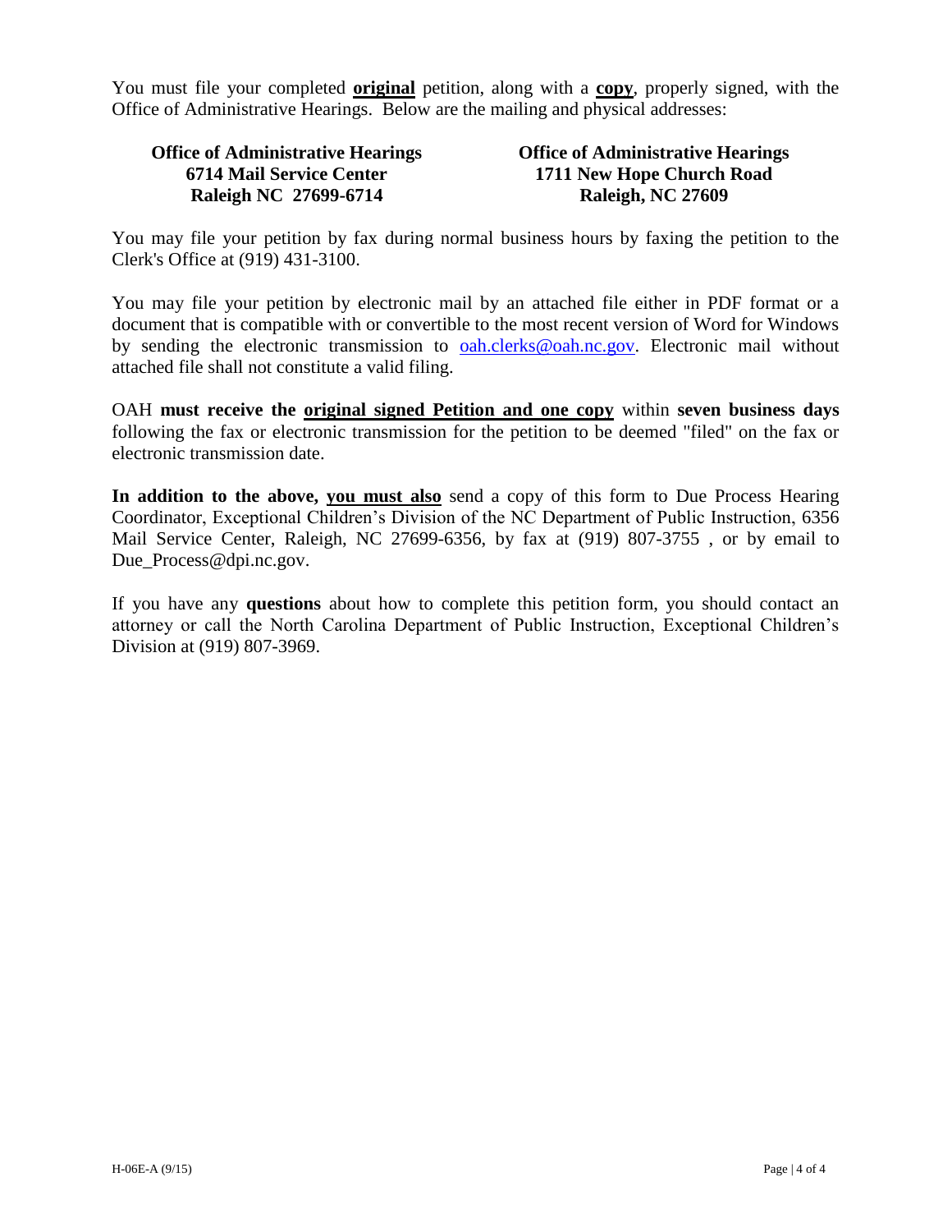You must file your completed **original** petition, along with a **copy**, properly signed, with the Office of Administrative Hearings. Below are the mailing and physical addresses:

**Office of Administrative Hearings**
**6714 Mail Service Center**
**Raleigh NC 27699-6714**

**Office of Administrative Hearings**
**1711 New Hope Church Road**
**Raleigh, NC 27609**

You may file your petition by fax during normal business hours by faxing the petition to the Clerk's Office at (919) 431-3100.

You may file your petition by electronic mail by an attached file either in PDF format or a document that is compatible with or convertible to the most recent version of Word for Windows by sending the electronic transmission to oah.clerks@oah.nc.gov. Electronic mail without attached file shall not constitute a valid filing.

OAH **must receive the original signed Petition and one copy** within **seven business days** following the fax or electronic transmission for the petition to be deemed "filed" on the fax or electronic transmission date.

**In addition to the above, you must also** send a copy of this form to Due Process Hearing Coordinator, Exceptional Children's Division of the NC Department of Public Instruction, 6356 Mail Service Center, Raleigh, NC 27699-6356, by fax at (919) 807-3755 , or by email to Due_Process@dpi.nc.gov.

If you have any **questions** about how to complete this petition form, you should contact an attorney or call the North Carolina Department of Public Instruction, Exceptional Children's Division at (919) 807-3969.

H-06E-A (9/15)